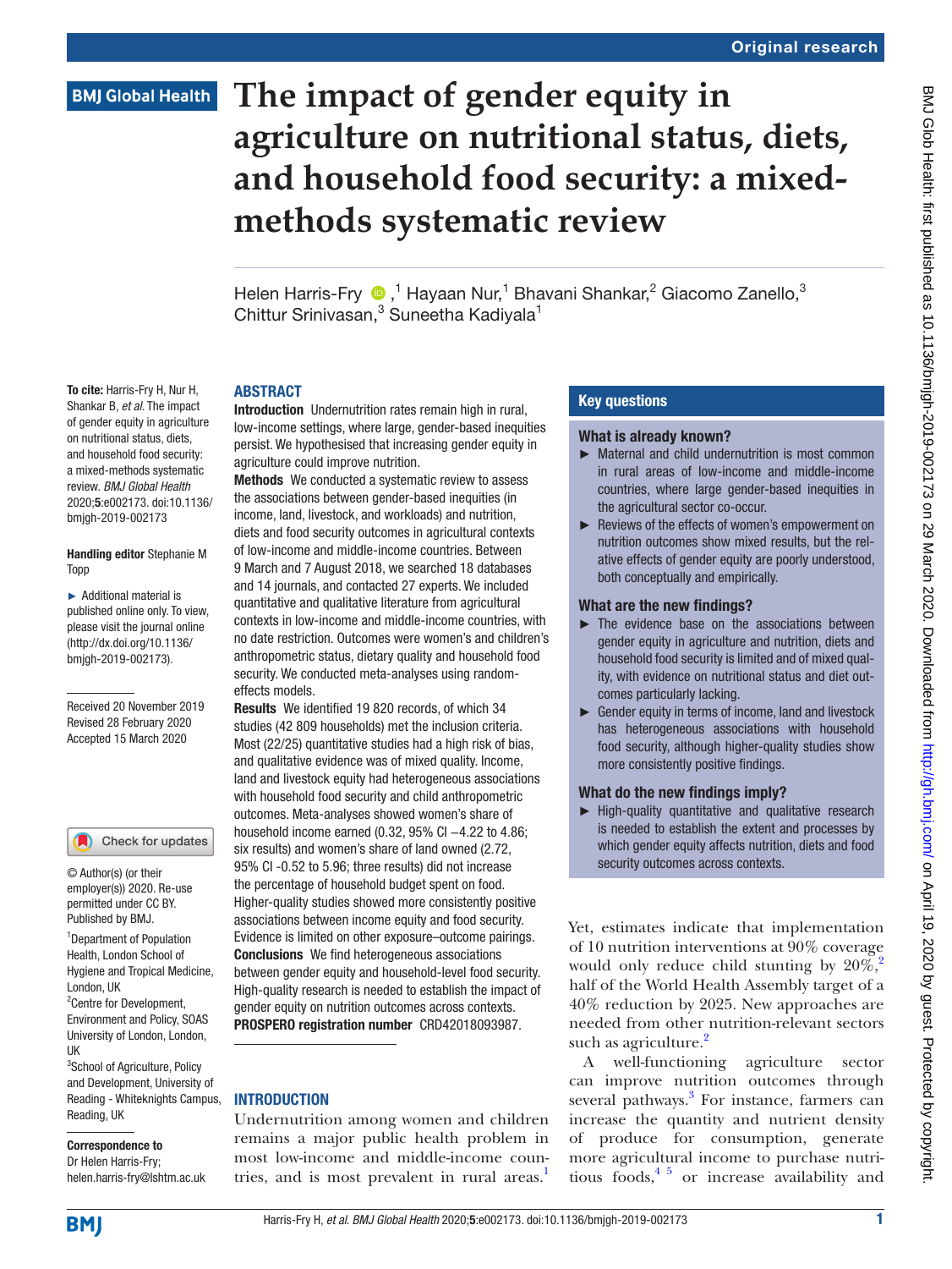# The impact of gender equity in agriculture on nutritional status, diets, and household food security: a mixed-methods systematic review

Helen Harris-Fry[1], Hayaan Nur[1], Bhavani Shankar[2], Giacomo Zanello[3], Chittur Srinivasan[3], Suneetha Kadiyala[1]

**To cite:** Harris-Fry H, Nur H, Shankar B, *et al*. The impact of gender equity in agriculture on nutritional status, diets, and household food security: a mixed-methods systematic review. *BMJ Global Health* 2020;**5**:e002173. doi:10.1136/bmjgh-2019-002173

**Handling editor** Stephanie M Topp

► Additional material is published online only. To view, please visit the journal online (http://dx.doi.org/10.1136/bmjgh-2019-002173).

Received 20 November 2019
Revised 28 February 2020
Accepted 15 March 2020

© Author(s) (or their employer(s)) 2020. Re-use permitted under CC BY. Published by BMJ.

[1]Department of Population Health, London School of Hygiene and Tropical Medicine, London, UK
[2]Centre for Development, Environment and Policy, SOAS University of London, London, UK
[3]School of Agriculture, Policy and Development, University of Reading - Whiteknights Campus, Reading, UK

**Correspondence to**
Dr Helen Harris-Fry;
helen.harris-fry@lshtm.ac.uk

## ABSTRACT

**Introduction** Undernutrition rates remain high in rural, low-income settings, where large, gender-based inequities persist. We hypothesised that increasing gender equity in agriculture could improve nutrition.

**Methods** We conducted a systematic review to assess the associations between gender-based inequities (in income, land, livestock, and workloads) and nutrition, diets and food security outcomes in agricultural contexts of low-income and middle-income countries. Between 9 March and 7 August 2018, we searched 18 databases and 14 journals, and contacted 27 experts. We included quantitative and qualitative literature from agricultural contexts in low-income and middle-income countries, with no date restriction. Outcomes were women's and children's anthropometric status, dietary quality and household food security. We conducted meta-analyses using random-effects models.

**Results** We identified 19 820 records, of which 34 studies (42 809 households) met the inclusion criteria. Most (22/25) quantitative studies had a high risk of bias, and qualitative evidence was of mixed quality. Income, land and livestock equity had heterogeneous associations with household food security and child anthropometric outcomes. Meta-analyses showed women's share of household income earned (0.32, 95% CI −4.22 to 4.86; six results) and women's share of land owned (2.72, 95% CI -0.52 to 5.96; three results) did not increase the percentage of household budget spent on food. Higher-quality studies showed more consistently positive associations between income equity and food security. Evidence is limited on other exposure–outcome pairings.

**Conclusions** We find heterogeneous associations between gender equity and household-level food security. High-quality research is needed to establish the impact of gender equity on nutrition outcomes across contexts.

**PROSPERO registration number** CRD42018093987.

## Key questions

### What is already known?

- Maternal and child undernutrition is most common in rural areas of low-income and middle-income countries, where large gender-based inequities in the agricultural sector co-occur.
- Reviews of the effects of women's empowerment on nutrition outcomes show mixed results, but the relative effects of gender equity are poorly understood, both conceptually and empirically.

### What are the new findings?

- The evidence base on the associations between gender equity in agriculture and nutrition, diets and household food security is limited and of mixed quality, with evidence on nutritional status and diet outcomes particularly lacking.
- Gender equity in terms of income, land and livestock has heterogeneous associations with household food security, although higher-quality studies show more consistently positive findings.

### What do the new findings imply?

- High-quality quantitative and qualitative research is needed to establish the extent and processes by which gender equity affects nutrition, diets and food security outcomes across contexts.

## INTRODUCTION

Undernutrition among women and children remains a major public health problem in most low-income and middle-income countries, and is most prevalent in rural areas.[1] Yet, estimates indicate that implementation of 10 nutrition interventions at 90% coverage would only reduce child stunting by 20%,[2] half of the World Health Assembly target of a 40% reduction by 2025. New approaches are needed from other nutrition-relevant sectors such as agriculture.[2]

A well-functioning agriculture sector can improve nutrition outcomes through several pathways.[3] For instance, farmers can increase the quantity and nutrient density of produce for consumption, generate more agricultural income to purchase nutritious foods,[4 5] or increase availability and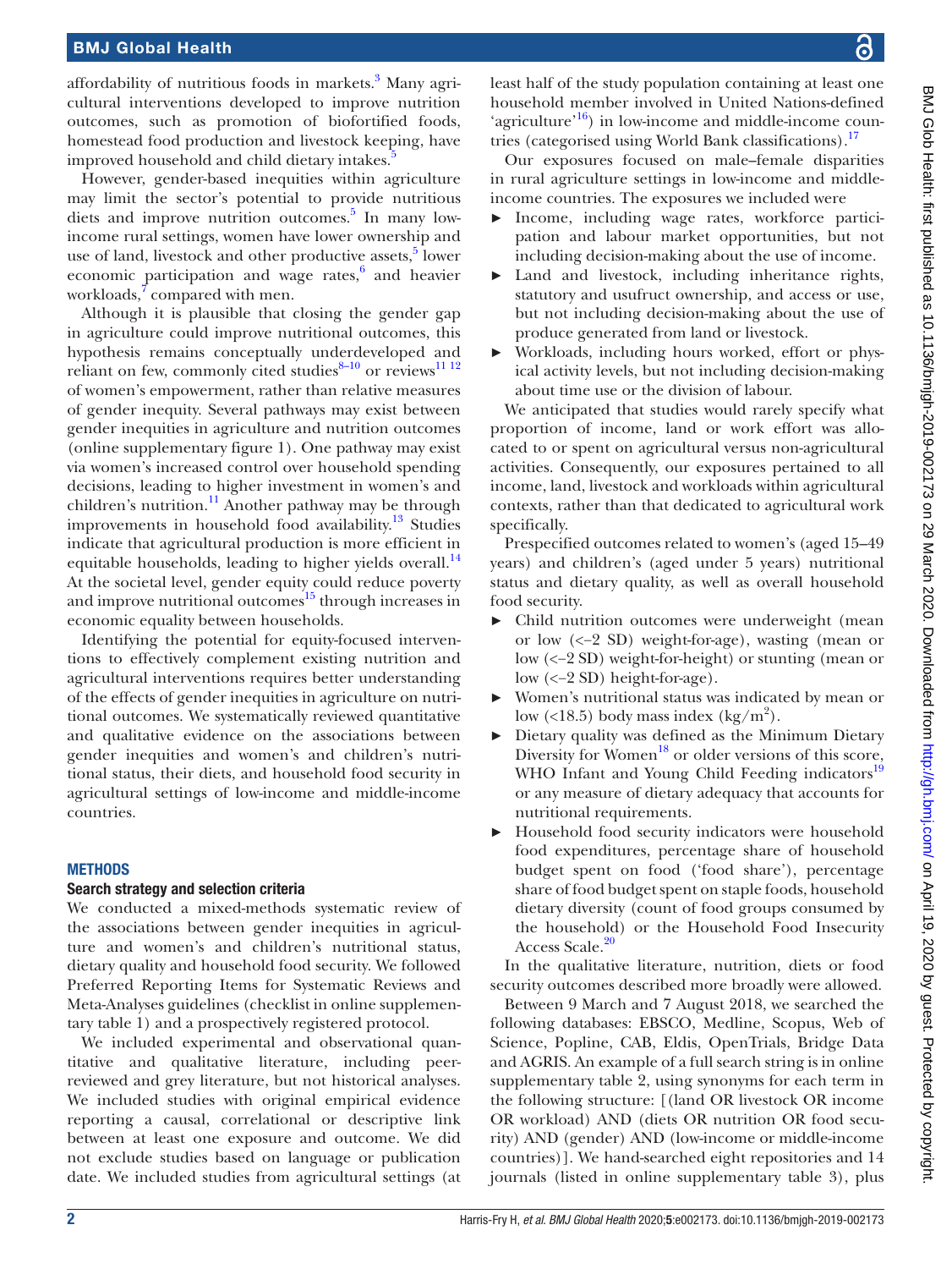affordability of nutritious foods in markets.[3] Many agricultural interventions developed to improve nutrition outcomes, such as promotion of biofortified foods, homestead food production and livestock keeping, have improved household and child dietary intakes.[5]

However, gender-based inequities within agriculture may limit the sector's potential to provide nutritious diets and improve nutrition outcomes.[5] In many low-income rural settings, women have lower ownership and use of land, livestock and other productive assets,[5] lower economic participation and wage rates,[6] and heavier workloads,[7] compared with men.

Although it is plausible that closing the gender gap in agriculture could improve nutritional outcomes, this hypothesis remains conceptually underdeveloped and reliant on few, commonly cited studies[8–10] or reviews[11 12] of women's empowerment, rather than relative measures of gender inequity. Several pathways may exist between gender inequities in agriculture and nutrition outcomes (online supplementary figure 1). One pathway may exist via women's increased control over household spending decisions, leading to higher investment in women's and children's nutrition.[11] Another pathway may be through improvements in household food availability.[13] Studies indicate that agricultural production is more efficient in equitable households, leading to higher yields overall.[14] At the societal level, gender equity could reduce poverty and improve nutritional outcomes[15] through increases in economic equality between households.

Identifying the potential for equity-focused interventions to effectively complement existing nutrition and agricultural interventions requires better understanding of the effects of gender inequities in agriculture on nutritional outcomes. We systematically reviewed quantitative and qualitative evidence on the associations between gender inequities and women's and children's nutritional status, their diets, and household food security in agricultural settings of low-income and middle-income countries.

## METHODS

### Search strategy and selection criteria

We conducted a mixed-methods systematic review of the associations between gender inequities in agriculture and women's and children's nutritional status, dietary quality and household food security. We followed Preferred Reporting Items for Systematic Reviews and Meta-Analyses guidelines (checklist in online supplementary table 1) and a prospectively registered protocol.

We included experimental and observational quantitative and qualitative literature, including peer-reviewed and grey literature, but not historical analyses. We included studies with original empirical evidence reporting a causal, correlational or descriptive link between at least one exposure and outcome. We did not exclude studies based on language or publication date. We included studies from agricultural settings (at least half of the study population containing at least one household member involved in United Nations-defined 'agriculture'[16]) in low-income and middle-income countries (categorised using World Bank classifications).[17]

Our exposures focused on male–female disparities in rural agriculture settings in low-income and middle-income countries. The exposures we included were

- Income, including wage rates, workforce participation and labour market opportunities, but not including decision-making about the use of income.
- Land and livestock, including inheritance rights, statutory and usufruct ownership, and access or use, but not including decision-making about the use of produce generated from land or livestock.
- Workloads, including hours worked, effort or physical activity levels, but not including decision-making about time use or the division of labour.

We anticipated that studies would rarely specify what proportion of income, land or work effort was allocated to or spent on agricultural versus non-agricultural activities. Consequently, our exposures pertained to all income, land, livestock and workloads within agricultural contexts, rather than that dedicated to agricultural work specifically.

Prespecified outcomes related to women's (aged 15–49 years) and children's (aged under 5 years) nutritional status and dietary quality, as well as overall household food security.

- Child nutrition outcomes were underweight (mean or low (<−2 SD) weight-for-age), wasting (mean or low (<−2 SD) weight-for-height) or stunting (mean or low (<−2 SD) height-for-age).
- Women's nutritional status was indicated by mean or low (<18.5) body mass index (kg/m$^2$).
- Dietary quality was defined as the Minimum Dietary Diversity for Women[18] or older versions of this score, WHO Infant and Young Child Feeding indicators[19] or any measure of dietary adequacy that accounts for nutritional requirements.
- Household food security indicators were household food expenditures, percentage share of household budget spent on food ('food share'), percentage share of food budget spent on staple foods, household dietary diversity (count of food groups consumed by the household) or the Household Food Insecurity Access Scale.[20]

In the qualitative literature, nutrition, diets or food security outcomes described more broadly were allowed.

Between 9 March and 7 August 2018, we searched the following databases: EBSCO, Medline, Scopus, Web of Science, Popline, CAB, Eldis, OpenTrials, Bridge Data and AGRIS. An example of a full search string is in online supplementary table 2, using synonyms for each term in the following structure: [(land OR livestock OR income OR workload) AND (diets OR nutrition OR food security) AND (gender) AND (low-income or middle-income countries)]. We hand-searched eight repositories and 14 journals (listed in online supplementary table 3), plus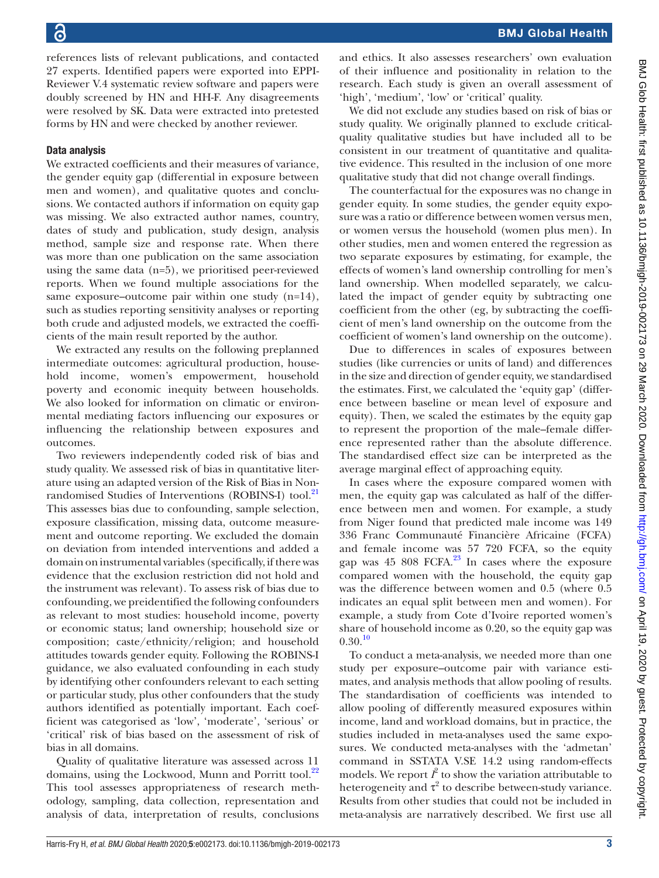references lists of relevant publications, and contacted 27 experts. Identified papers were exported into EPPI-Reviewer V.4 systematic review software and papers were doubly screened by HN and HH-F. Any disagreements were resolved by SK. Data were extracted into pretested forms by HN and were checked by another reviewer.

### Data analysis

We extracted coefficients and their measures of variance, the gender equity gap (differential in exposure between men and women), and qualitative quotes and conclusions. We contacted authors if information on equity gap was missing. We also extracted author names, country, dates of study and publication, study design, analysis method, sample size and response rate. When there was more than one publication on the same association using the same data (n=5), we prioritised peer-reviewed reports. When we found multiple associations for the same exposure–outcome pair within one study (n=14), such as studies reporting sensitivity analyses or reporting both crude and adjusted models, we extracted the coefficients of the main result reported by the author.

We extracted any results on the following preplanned intermediate outcomes: agricultural production, household income, women's empowerment, household poverty and economic inequity between households. We also looked for information on climatic or environmental mediating factors influencing our exposures or influencing the relationship between exposures and outcomes.

Two reviewers independently coded risk of bias and study quality. We assessed risk of bias in quantitative literature using an adapted version of the Risk of Bias in Non-randomised Studies of Interventions (ROBINS-I) tool.[21] This assesses bias due to confounding, sample selection, exposure classification, missing data, outcome measurement and outcome reporting. We excluded the domain on deviation from intended interventions and added a domain on instrumental variables (specifically, if there was evidence that the exclusion restriction did not hold and the instrument was relevant). To assess risk of bias due to confounding, we preidentified the following confounders as relevant to most studies: household income, poverty or economic status; land ownership; household size or composition; caste/ethnicity/religion; and household attitudes towards gender equity. Following the ROBINS-I guidance, we also evaluated confounding in each study by identifying other confounders relevant to each setting or particular study, plus other confounders that the study authors identified as potentially important. Each coefficient was categorised as 'low', 'moderate', 'serious' or 'critical' risk of bias based on the assessment of risk of bias in all domains.

Quality of qualitative literature was assessed across 11 domains, using the Lockwood, Munn and Porritt tool.[22] This tool assesses appropriateness of research methodology, sampling, data collection, representation and analysis of data, interpretation of results, conclusions and ethics. It also assesses researchers' own evaluation of their influence and positionality in relation to the research. Each study is given an overall assessment of 'high', 'medium', 'low' or 'critical' quality.

We did not exclude any studies based on risk of bias or study quality. We originally planned to exclude critical-quality qualitative studies but have included all to be consistent in our treatment of quantitative and qualitative evidence. This resulted in the inclusion of one more qualitative study that did not change overall findings.

The counterfactual for the exposures was no change in gender equity. In some studies, the gender equity exposure was a ratio or difference between women versus men, or women versus the household (women plus men). In other studies, men and women entered the regression as two separate exposures by estimating, for example, the effects of women's land ownership controlling for men's land ownership. When modelled separately, we calculated the impact of gender equity by subtracting one coefficient from the other (eg, by subtracting the coefficient of men's land ownership on the outcome from the coefficient of women's land ownership on the outcome).

Due to differences in scales of exposures between studies (like currencies or units of land) and differences in the size and direction of gender equity, we standardised the estimates. First, we calculated the 'equity gap' (difference between baseline or mean level of exposure and equity). Then, we scaled the estimates by the equity gap to represent the proportion of the male–female difference represented rather than the absolute difference. The standardised effect size can be interpreted as the average marginal effect of approaching equity.

In cases where the exposure compared women with men, the equity gap was calculated as half of the difference between men and women. For example, a study from Niger found that predicted male income was 149 336 Franc Communauté Financière Africaine (FCFA) and female income was 57 720 FCFA, so the equity gap was 45 808 FCFA.[23] In cases where the exposure compared women with the household, the equity gap was the difference between women and 0.5 (where 0.5 indicates an equal split between men and women). For example, a study from Cote d'Ivoire reported women's share of household income as 0.20, so the equity gap was 0.30.[10]

To conduct a meta-analysis, we needed more than one study per exposure–outcome pair with variance estimates, and analysis methods that allow pooling of results. The standardisation of coefficients was intended to allow pooling of differently measured exposures within income, land and workload domains, but in practice, the studies included in meta-analyses used the same exposures. We conducted meta-analyses with the 'admetan' command in SSTATA V.SE 14.2 using random-effects models. We report $I^2$ to show the variation attributable to heterogeneity and $\tau^2$ to describe between-study variance. Results from other studies that could not be included in meta-analysis are narratively described. We first use all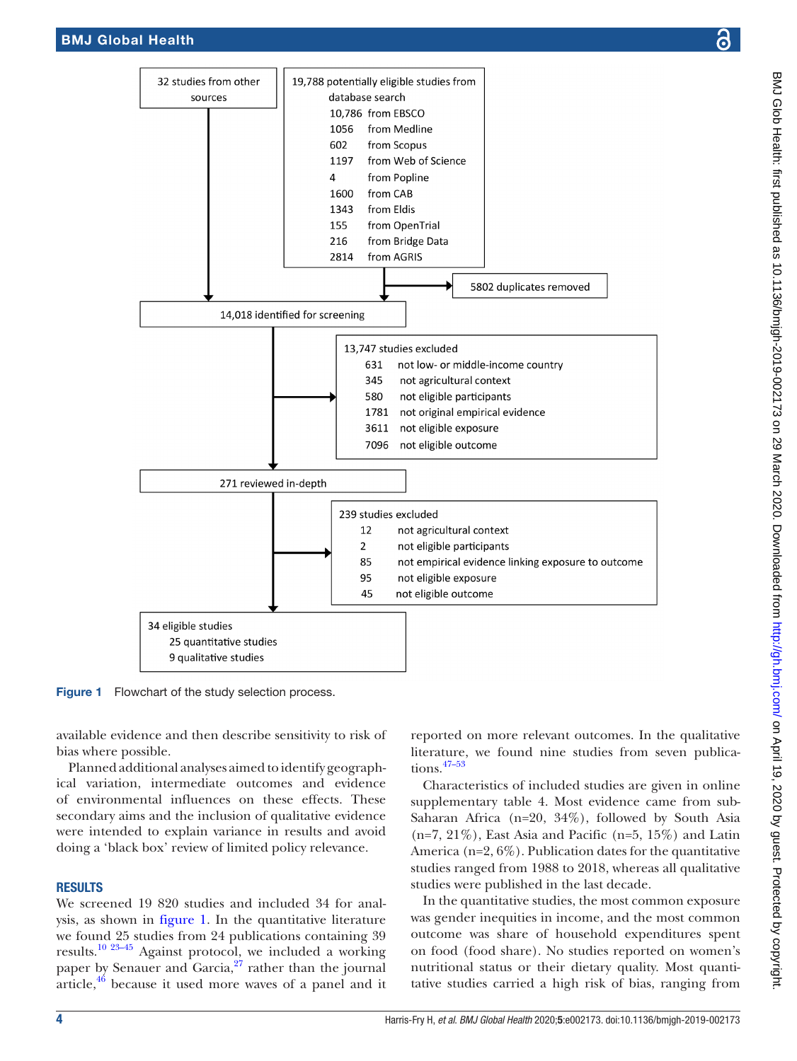32 studies from other sources

19,788 potentially eligible studies from database search
- 10,786 from EBSCO
- 1056 from Medline
- 602 from Scopus
- 1197 from Web of Science
- 4 from Popline
- 1600 from CAB
- 1343 from Eldis
- 155 from OpenTrial
- 216 from Bridge Data
- 2814 from AGRIS

5802 duplicates removed

14,018 identified for screening

13,747 studies excluded
- 631 not low- or middle-income country
- 345 not agricultural context
- 580 not eligible participants
- 1781 not original empirical evidence
- 3611 not eligible exposure
- 7096 not eligible outcome

271 reviewed in-depth

239 studies excluded
- 12 not agricultural context
- 2 not eligible participants
- 85 not empirical evidence linking exposure to outcome
- 95 not eligible exposure
- 45 not eligible outcome

34 eligible studies
- 25 quantitative studies
- 9 qualitative studies

**Figure 1** Flowchart of the study selection process.

available evidence and then describe sensitivity to risk of bias where possible.

Planned additional analyses aimed to identify geographical variation, intermediate outcomes and evidence of environmental influences on these effects. These secondary aims and the inclusion of qualitative evidence were intended to explain variance in results and avoid doing a 'black box' review of limited policy relevance.

## RESULTS

We screened 19 820 studies and included 34 for analysis, as shown in figure 1. In the quantitative literature we found 25 studies from 24 publications containing 39 results.[10 23–45] Against protocol, we included a working paper by Senauer and Garcia,[27] rather than the journal article,[46] because it used more waves of a panel and it reported on more relevant outcomes. In the qualitative literature, we found nine studies from seven publications.[47–53]

Characteristics of included studies are given in online supplementary table 4. Most evidence came from sub-Saharan Africa (n=20, 34%), followed by South Asia (n=7, 21%), East Asia and Pacific (n=5, 15%) and Latin America (n=2, 6%). Publication dates for the quantitative studies ranged from 1988 to 2018, whereas all qualitative studies were published in the last decade.

In the quantitative studies, the most common exposure was gender inequities in income, and the most common outcome was share of household expenditures spent on food (food share). No studies reported on women's nutritional status or their dietary quality. Most quantitative studies carried a high risk of bias, ranging from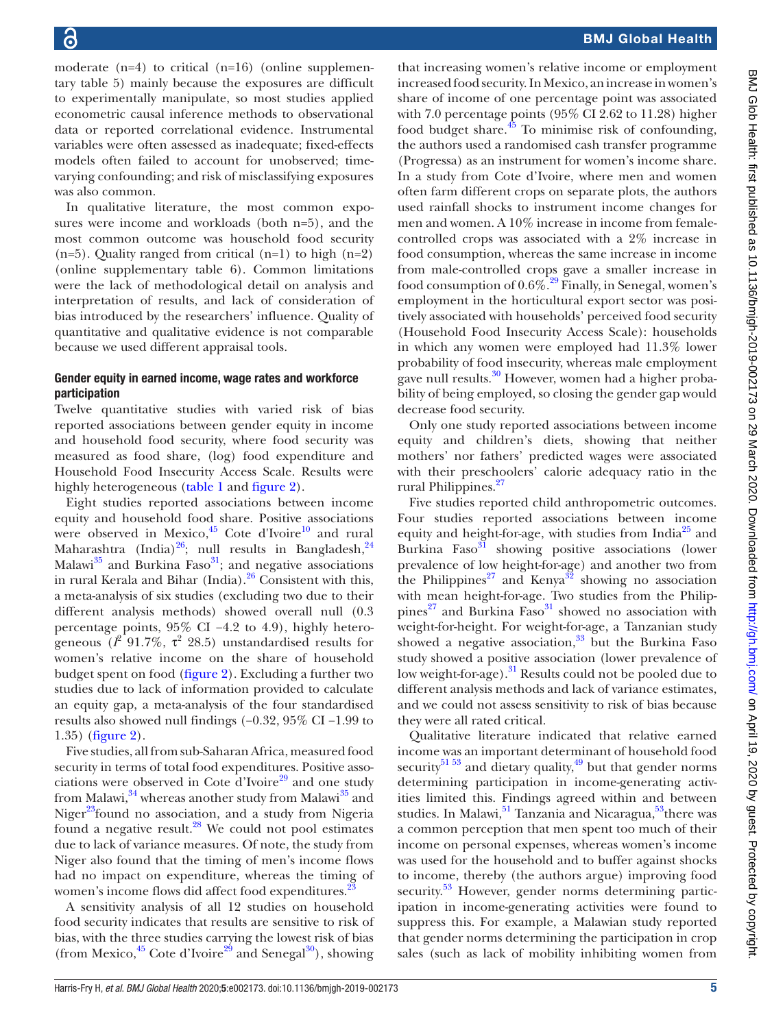moderate (n=4) to critical (n=16) (online supplementary table 5) mainly because the exposures are difficult to experimentally manipulate, so most studies applied econometric causal inference methods to observational data or reported correlational evidence. Instrumental variables were often assessed as inadequate; fixed-effects models often failed to account for unobserved; time-varying confounding; and risk of misclassifying exposures was also common.

In qualitative literature, the most common exposures were income and workloads (both n=5), and the most common outcome was household food security (n=5). Quality ranged from critical (n=1) to high (n=2) (online supplementary table 6). Common limitations were the lack of methodological detail on analysis and interpretation of results, and lack of consideration of bias introduced by the researchers' influence. Quality of quantitative and qualitative evidence is not comparable because we used different appraisal tools.

### Gender equity in earned income, wage rates and workforce participation

Twelve quantitative studies with varied risk of bias reported associations between gender equity in income and household food security, where food security was measured as food share, (log) food expenditure and Household Food Insecurity Access Scale. Results were highly heterogeneous (table 1 and figure 2).

Eight studies reported associations between income equity and household food share. Positive associations were observed in Mexico,[45] Cote d'Ivoire[10] and rural Maharashtra (India)[26]; null results in Bangladesh,[24] Malawi[35] and Burkina Faso[31]; and negative associations in rural Kerala and Bihar (India).[26] Consistent with this, a meta-analysis of six studies (excluding two due to their different analysis methods) showed overall null (0.3 percentage points, 95% CI −4.2 to 4.9), highly heterogeneous ($I^2$ 91.7%, $\tau^2$ 28.5) unstandardised results for women's relative income on the share of household budget spent on food (figure 2). Excluding a further two studies due to lack of information provided to calculate an equity gap, a meta-analysis of the four standardised results also showed null findings (−0.32, 95% CI −1.99 to 1.35) (figure 2).

Five studies, all from sub-Saharan Africa, measured food security in terms of total food expenditures. Positive associations were observed in Cote d'Ivoire[29] and one study from Malawi,[34] whereas another study from Malawi[35] and Niger[23] found no association, and a study from Nigeria found a negative result.[28] We could not pool estimates due to lack of variance measures. Of note, the study from Niger also found that the timing of men's income flows had no impact on expenditure, whereas the timing of women's income flows did affect food expenditures.[23]

A sensitivity analysis of all 12 studies on household food security indicates that results are sensitive to risk of bias, with the three studies carrying the lowest risk of bias (from Mexico,[45] Cote d'Ivoire[29] and Senegal[30]), showing that increasing women's relative income or employment increased food security. In Mexico, an increase in women's share of income of one percentage point was associated with 7.0 percentage points (95% CI 2.62 to 11.28) higher food budget share.[45] To minimise risk of confounding, the authors used a randomised cash transfer programme (Progressa) as an instrument for women's income share. In a study from Cote d'Ivoire, where men and women often farm different crops on separate plots, the authors used rainfall shocks to instrument income changes for men and women. A 10% increase in income from female-controlled crops was associated with a 2% increase in food consumption, whereas the same increase in income from male-controlled crops gave a smaller increase in food consumption of 0.6%.[29] Finally, in Senegal, women's employment in the horticultural export sector was positively associated with households' perceived food security (Household Food Insecurity Access Scale): households in which any women were employed had 11.3% lower probability of food insecurity, whereas male employment gave null results.[30] However, women had a higher probability of being employed, so closing the gender gap would decrease food security.

Only one study reported associations between income equity and children's diets, showing that neither mothers' nor fathers' predicted wages were associated with their preschoolers' calorie adequacy ratio in the rural Philippines.[27]

Five studies reported child anthropometric outcomes. Four studies reported associations between income equity and height-for-age, with studies from India[25] and Burkina Faso[31] showing positive associations (lower prevalence of low height-for-age) and another two from the Philippines[27] and Kenya[32] showing no association with mean height-for-age. Two studies from the Philippines[27] and Burkina Faso[31] showed no association with weight-for-height. For weight-for-age, a Tanzanian study showed a negative association,[33] but the Burkina Faso study showed a positive association (lower prevalence of low weight-for-age).[31] Results could not be pooled due to different analysis methods and lack of variance estimates, and we could not assess sensitivity to risk of bias because they were all rated critical.

Qualitative literature indicated that relative earned income was an important determinant of household food security[51 53] and dietary quality,[49] but that gender norms determining participation in income-generating activities limited this. Findings agreed within and between studies. In Malawi,[51] Tanzania and Nicaragua,[53] there was a common perception that men spent too much of their income on personal expenses, whereas women's income was used for the household and to buffer against shocks to income, thereby (the authors argue) improving food security.[53] However, gender norms determining participation in income-generating activities were found to suppress this. For example, a Malawian study reported that gender norms determining the participation in crop sales (such as lack of mobility inhibiting women from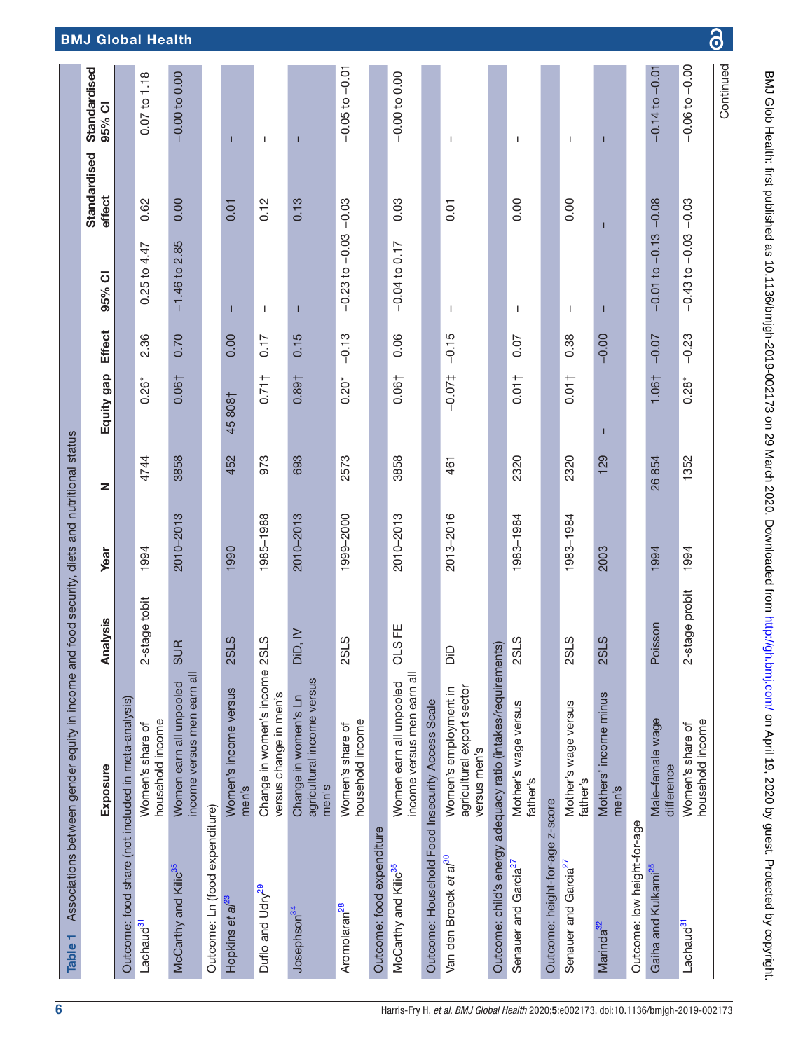**Table 1** Associations between gender equity in income and food security, diets and nutritional status

| | Exposure | Analysis | Year | N | Equity gap | Effect | 95% CI | Standardised effect | Standardised 95% CI |
|---|---|---|---|---|---|---|---|---|---|
| **Outcome: food share (not included in meta-analysis)** | | | | | | | | | |
| Lachaud[31] | Women's share of household income | 2-stage tobit | 1994 | 4744 | 0.26* | 2.36 | 0.25 to 4.47 | 0.62 | 0.07 to 1.18 |
| McCarthy and Kilic[35] | Women earn all unpooled income versus men earn all | SUR | 2010–2013 | 3858 | 0.06† | 0.70 | −1.46 to 2.85 | 0.00 | −0.00 to 0.00 |
| **Outcome: Ln (food expenditure)** | | | | | | | | | |
| Hopkins *et al*[23] | Women's income versus men's | 2SLS | 1990 | 452 | 45 808† | 0.00 | – | 0.01 | – |
| Duflo and Udry[29] | Change in women's income versus change in men's | 2SLS | 1985–1988 | 973 | 0.71† | 0.17 | – | 0.12 | – |
| Josephson[34] | Change in women's Ln agricultural income versus men's | DiD, IV | 2010–2013 | 693 | 0.89† | 0.15 | – | 0.13 | – |
| Aromolaran[28] | Women's share of household income | 2SLS | 1999–2000 | 2573 | 0.20* | −0.13 | −0.23 to −0.03 | −0.03 | −0.05 to −0.01 |
| **Outcome: food expenditure** | | | | | | | | | |
| McCarthy and Kilic[35] | Women earn all unpooled income versus men earn all | OLS FE | 2010–2013 | 3858 | 0.06† | 0.06 | −0.04 to 0.17 | 0.03 | −0.00 to 0.00 |
| **Outcome: Household Food Insecurity Access Scale** | | | | | | | | | |
| Van den Broeck *et al*[30] | Women's employment in agricultural export sector versus men's | DiD | 2013–2016 | 461 | −0.07‡ | −0.15 | – | 0.01 | – |
| **Outcome: child's energy adequacy ratio (intakes/requirements)** | | | | | | | | | |
| Senauer and Garcia[27] | Mother's wage versus father's | 2SLS | 1983–1984 | 2320 | 0.01† | 0.07 | – | 0.00 | – |
| **Outcome: height-for-age z-score** | | | | | | | | | |
| Senauer and Garcia[27] | Mother's wage versus father's | 2SLS | 1983–1984 | 2320 | 0.01† | 0.38 | – | 0.00 | – |
| Marinda[32] | Mothers' income minus men's | 2SLS | 2003 | 129 | – | −0.00 | – | – | – |
| **Outcome: low height-for-age** | | | | | | | | | |
| Gaiha and Kulkarni[25] | Male–female wage difference | Poisson | 1994 | 26 854 | 1.06† | −0.07 | −0.01 to −0.13 | −0.08 | −0.14 to −0.01 |
| Lachaud[31] | Women's share of household income | 2-stage probit | 1994 | 1352 | 0.28* | −0.23 | −0.43 to −0.03 | −0.03 | −0.06 to −0.00 |

Continued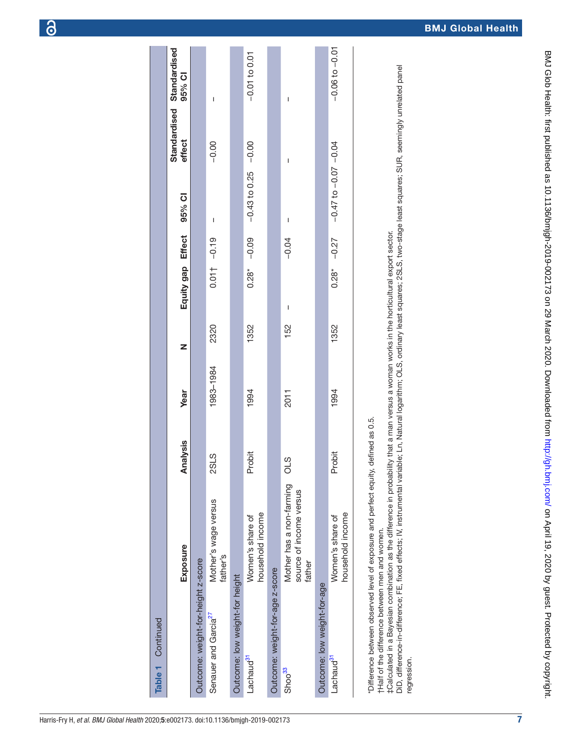**Table 1** Continued

| | Exposure | Analysis | Year | N | Equity gap | Effect | 95% CI | Standardised effect | Standardised 95% CI |
|---|---|---|---|---|---|---|---|---|---|
| **Outcome: weight-for-height z-score** | | | | | | | | | |
| Senauer and Garcia[27] | Mother's wage versus father's | 2SLS | 1983–1984 | 2320 | 0.01† | −0.19 | – | −0.00 | – |
| **Outcome: low weight-for height** | | | | | | | | | |
| Lachaud[31] | Women's share of household income | Probit | 1994 | 1352 | 0.28* | −0.09 | −0.43 to 0.25 | −0.00 | −0.01 to 0.01 |
| **Outcome: weight-for-age z-score** | | | | | | | | | |
| Shoo[33] | Mother has a non-farming source of income versus father | OLS | 2011 | 152 | – | −0.04 | – | – | – |
| **Outcome: low weight-for-age** | | | | | | | | | |
| Lachaud[31] | Women's share of household income | Probit | 1994 | 1352 | 0.28* | −0.27 | −0.47 to −0.07 | −0.04 | −0.06 to −0.01 |

*Difference between observed level of exposure and perfect equity, defined as 0.5.
†Half of the difference between men and women.
‡Calculated in a Bayesian combination as the difference in probability that a man versus a woman works in the horticultural export sector.
DID, difference-in-difference; FE, fixed effects; IV, instrumental variable; Ln, Natural logarithm; OLS, ordinary least squares; 2SLS, two-stage least squares; SUR, seemingly unrelated panel regression.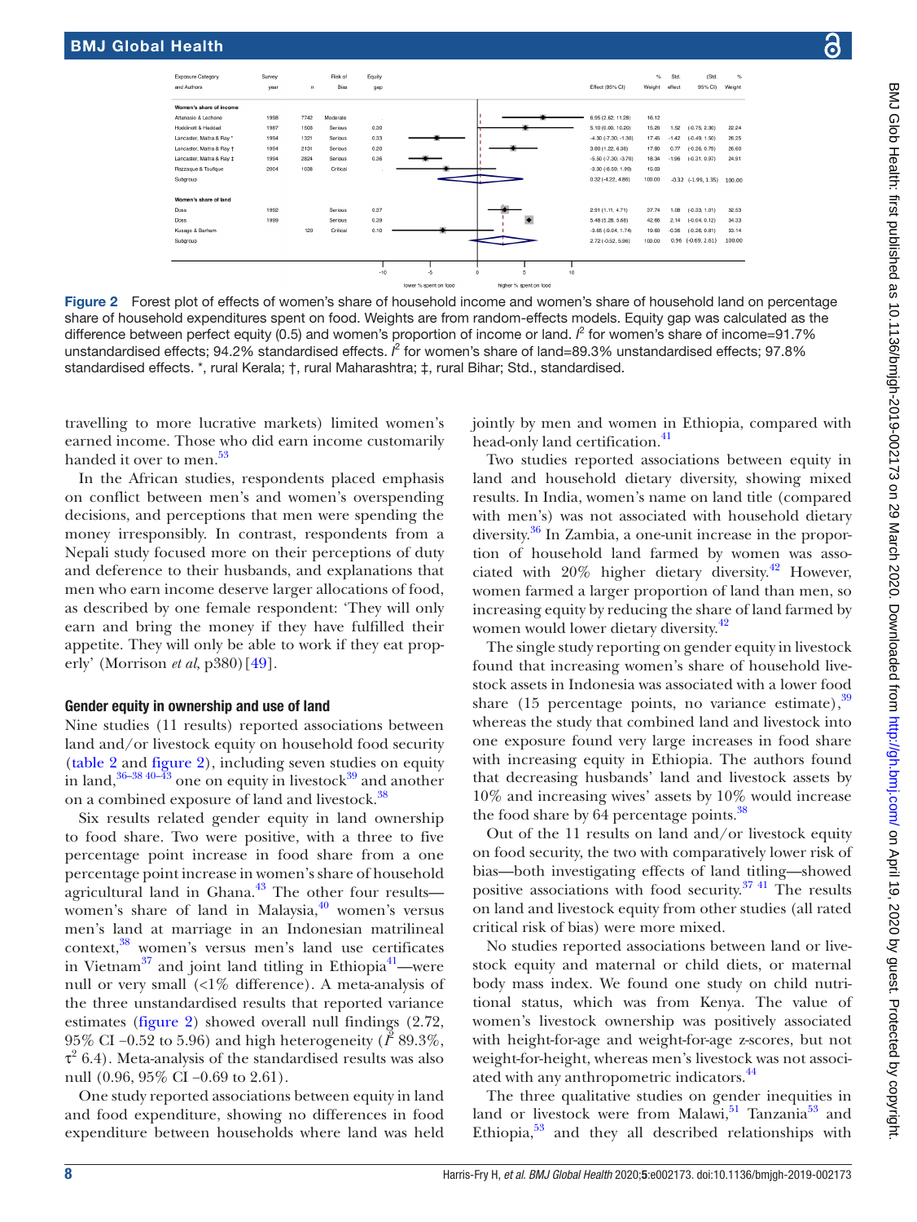| Exposure Category and Authors | Survey year | n | Risk of Bias | Equity gap | Effect (95% CI) | % Weight | Std. effect | (Std. 95% CI) | % Weight |
|---|---|---|---|---|---|---|---|---|---|
| **Women's share of income** | | | | | | | | | |
| Attanasio & Lechene | 1998 | 7742 | Moderate | . | 6.95 (2.62, 11.28) | 16.12 | | | |
| Hoddinott & Haddad | 1987 | 1503 | Serious | 0.30 | 5.10 (0.00, 10.20) | 15.28 | 1.52 | (-0.75, 2.30) | 22.24 |
| Lancaster, Maitra & Ray * | 1994 | 1321 | Serious | 0.33 | -4.30 (-7.30, -1.30) | 17.45 | -1.42 | (-0.49, 1.50) | 26.25 |
| Lancaster, Maitra & Ray † | 1994 | 2131 | Serious | 0.20 | 3.80 (1.22, 6.38) | 17.60 | 0.77 | (-0.26, 0.79) | 26.60 |
| Lancaster, Maitra & Ray ‡ | 1994 | 2824 | Serious | 0.36 | -5.50 (-7.30, -3.70) | 18.34 | -1.96 | (-0.31, 0.97) | 24.91 |
| Razzaque & Toufique | 2004 | 1038 | Critical | . | -3.30 (-8.59, 1.99) | 15.03 | | | |
| Subgroup | | | | | 0.32 (-4.22, 4.86) | 100.00 | -0.32 | (-1.99, 1.35) | 100.00 |
| **Women's share of land** | | | | | | | | | |
| Doss | 1992 | | Serious | 0.37 | 2.91 (1.11, 4.71) | 37.74 | 1.08 | (-0.03, 1.01) | 32.53 |
| Doss | 1999 | | Serious | 0.39 | 5.48 (5.28, 5.68) | 42.66 | 2.14 | (-0.04, 0.12) | 34.33 |
| Kusago & Barham | | 120 | Critical | 0.10 | -3.65 (-9.04, 1.74) | 19.60 | -0.36 | (-0.28, 0.81) | 33.14 |
| Subgroup | | | | | 2.72 (-0.52, 5.96) | 100.00 | 0.96 | (-0.69, 2.61) | 100.00 |

**Figure 2** Forest plot of effects of women's share of household income and women's share of household land on percentage share of household expenditures spent on food. Weights are from random-effects models. Equity gap was calculated as the difference between perfect equity (0.5) and women's proportion of income or land. $I^2$ for women's share of income=91.7% unstandardised effects; 94.2% standardised effects. $I^2$ for women's share of land=89.3% unstandardised effects; 97.8% standardised effects. *, rural Kerala; †, rural Maharashtra; ‡, rural Bihar; Std., standardised.

travelling to more lucrative markets) limited women's earned income. Those who did earn income customarily handed it over to men.[53]

In the African studies, respondents placed emphasis on conflict between men's and women's overspending decisions, and perceptions that men were spending the money irresponsibly. In contrast, respondents from a Nepali study focused more on their perceptions of duty and deference to their husbands, and explanations that men who earn income deserve larger allocations of food, as described by one female respondent: 'They will only earn and bring the money if they have fulfilled their appetite. They will only be able to work if they eat properly' (Morrison *et al*, p380)[49].

### Gender equity in ownership and use of land

Nine studies (11 results) reported associations between land and/or livestock equity on household food security (table 2 and figure 2), including seven studies on equity in land,[36–38 40–43] one on equity in livestock[39] and another on a combined exposure of land and livestock.[38]

Six results related gender equity in land ownership to food share. Two were positive, with a three to five percentage point increase in food share from a one percentage point increase in women's share of household agricultural land in Ghana.[43] The other four results—women's share of land in Malaysia,[40] women's versus men's land at marriage in an Indonesian matrilineal context,[38] women's versus men's land use certificates in Vietnam[37] and joint land titling in Ethiopia[41]—were null or very small (<1% difference). A meta-analysis of the three unstandardised results that reported variance estimates (figure 2) showed overall null findings (2.72, 95% CI −0.52 to 5.96) and high heterogeneity ($I^2$ 89.3%, $\tau^2$ 6.4). Meta-analysis of the standardised results was also null (0.96, 95% CI −0.69 to 2.61).

One study reported associations between equity in land and food expenditure, showing no differences in food expenditure between households where land was held jointly by men and women in Ethiopia, compared with head-only land certification.[41]

Two studies reported associations between equity in land and household dietary diversity, showing mixed results. In India, women's name on land title (compared with men's) was not associated with household dietary diversity.[36] In Zambia, a one-unit increase in the proportion of household land farmed by women was associated with 20% higher dietary diversity.[42] However, women farmed a larger proportion of land than men, so increasing equity by reducing the share of land farmed by women would lower dietary diversity.[42]

The single study reporting on gender equity in livestock found that increasing women's share of household livestock assets in Indonesia was associated with a lower food share (15 percentage points, no variance estimate),[39] whereas the study that combined land and livestock into one exposure found very large increases in food share with increasing equity in Ethiopia. The authors found that decreasing husbands' land and livestock assets by 10% and increasing wives' assets by 10% would increase the food share by 64 percentage points.[38]

Out of the 11 results on land and/or livestock equity on food security, the two with comparatively lower risk of bias—both investigating effects of land titling—showed positive associations with food security.[37 41] The results on land and livestock equity from other studies (all rated critical risk of bias) were more mixed.

No studies reported associations between land or livestock equity and maternal or child diets, or maternal body mass index. We found one study on child nutritional status, which was from Kenya. The value of women's livestock ownership was positively associated with height-for-age and weight-for-age z-scores, but not weight-for-height, whereas men's livestock was not associated with any anthropometric indicators.[44]

The three qualitative studies on gender inequities in land or livestock were from Malawi,[51] Tanzania[53] and Ethiopia,[53] and they all described relationships with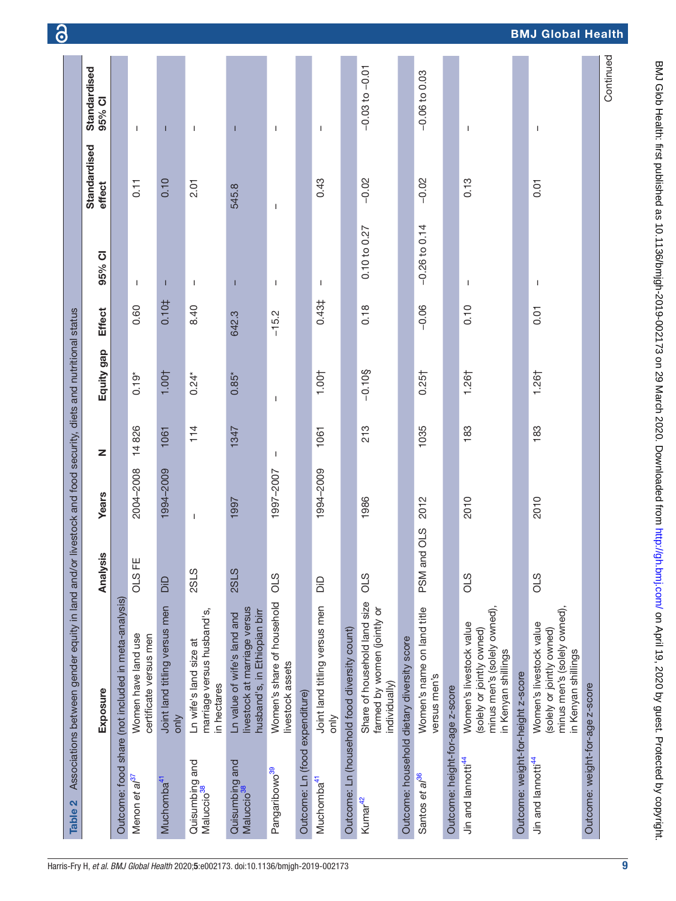**Table 2** Associations between gender equity in land and/or livestock and food security, diets and nutritional status

| | Exposure | Analysis | Years | N | Equity gap | Effect | 95% CI | Standardised effect | Standardised 95% CI |
|---|---|---|---|---|---|---|---|---|---|
| **Outcome: food share (not included in meta-analysis)** | | | | | | | | | |
| Menon *et al*[37] | Women have land use certificate versus men | OLS FE | 2004–2008 | 14 826 | 0.19* | 0.60 | – | 0.11 | – |
| Muchomba[41] | Joint land titling versus men only | DiD | 1994–2009 | 1061 | 1.00† | 0.10‡ | – | 0.10 | – |
| Quisumbing and Maluccio[38] | Ln wife's land size at marriage versus husband's, in hectares | 2SLS | – | 114 | 0.24* | 8.40 | – | 2.01 | – |
| Quisumbing and Maluccio[38] | Ln value of wife's land and livestock at marriage versus husband's, in Ethiopian birr | 2SLS | 1997 | 1347 | 0.85* | 642.3 | – | 545.8 | – |
| Pangaribowo[39] | Women's share of household livestock assets | OLS | 1997–2007 | – | – | −15.2 | – | – | – |
| **Outcome: Ln (food expenditure)** | | | | | | | | | |
| Muchomba[41] | Joint land titling versus men only | DiD | 1994–2009 | 1061 | 1.00† | 0.43‡ | – | 0.43 | – |
| **Outcome: Ln (household food diversity count)** | | | | | | | | | |
| Kumar[42] | Share of household land size farmed by women (jointly or individually) | OLS | 1986 | 213 | −0.10§ | 0.18 | 0.10 to 0.27 | −0.02 | −0.03 to −0.01 |
| **Outcome: household dietary diversity score** | | | | | | | | | |
| Santos *et al*[36] | Women's name on land title versus men's | PSM and OLS | 2012 | 1035 | 0.25† | −0.06 | −0.26 to 0.14 | −0.02 | −0.06 to 0.03 |
| **Outcome: height-for-age z-score** | | | | | | | | | |
| Jin and Iannotti[44] | Women's livestock value (solely or jointly owned) minus men's (solely owned), in Kenyan shillings | OLS | 2010 | 183 | 1.26† | 0.10 | – | 0.13 | – |
| **Outcome: weight-for-height z-score** | | | | | | | | | |
| Jin and Iannotti[44] | Women's livestock value (solely or jointly owned) minus men's (solely owned), in Kenyan shillings | OLS | 2010 | 183 | 1.26† | 0.01 | – | 0.01 | – |
| **Outcome: weight-for-age z-score** | | | | | | | | | |

Continued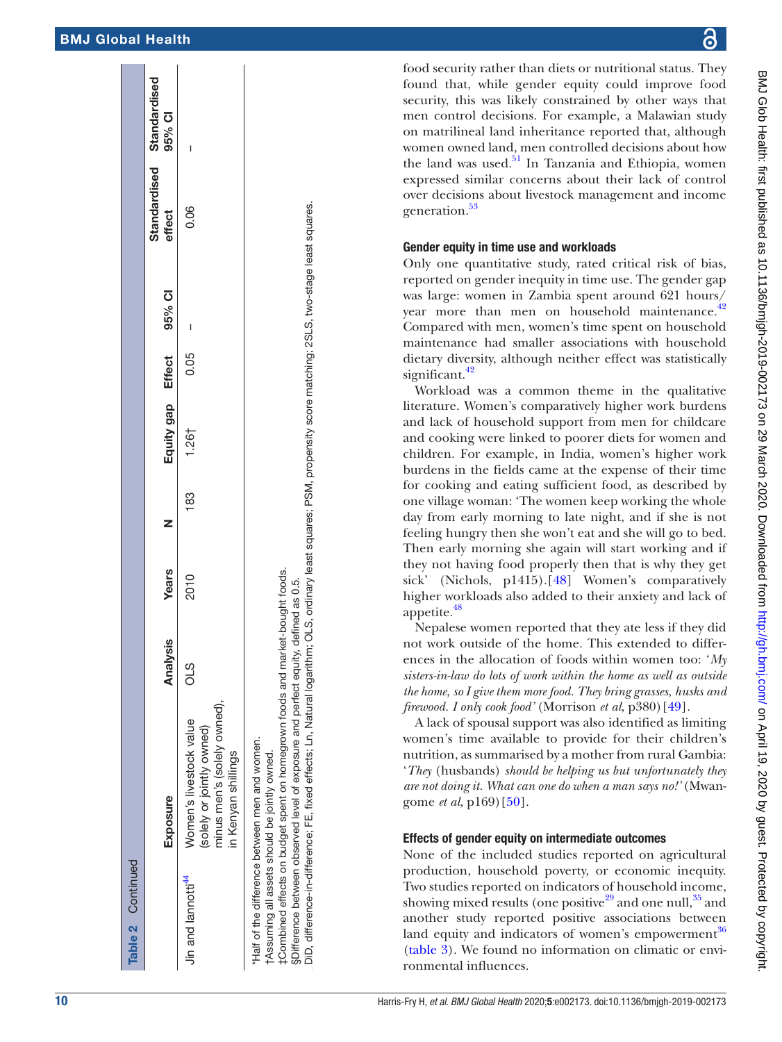Table 2 Continued

| | Exposure | Analysis | Years | N | Equity gap | Effect | 95% CI | Standardised effect | Standardised 95% CI |
|---|---|---|---|---|---|---|---|---|---|
| Jin and Iannotti[44] | Women's livestock value (solely or jointly owned) minus men's (solely owned), in Kenyan shillings | OLS | 2010 | 183 | 1.26† | 0.05 | – | 0.06 | – |

*Half of the difference between men and women.
†Assuming all assets should be jointly owned.
‡Combined effects on budget spent on homegrown foods and market-bought foods.
§Difference between observed level of exposure and perfect equity, defined as 0.5.
DiD, difference-in-difference; FE, fixed effects; Ln, Natural logarithm; OLS, ordinary least squares; PSM, propensity score matching; 2SLS, two-stage least squares.

food security rather than diets or nutritional status. They found that, while gender equity could improve food security, this was likely constrained by other ways that men control decisions. For example, a Malawian study on matrilineal land inheritance reported that, although women owned land, men controlled decisions about how the land was used.[51] In Tanzania and Ethiopia, women expressed similar concerns about their lack of control over decisions about livestock management and income generation.[53]

### Gender equity in time use and workloads

Only one quantitative study, rated critical risk of bias, reported on gender inequity in time use. The gender gap was large: women in Zambia spent around 621 hours/year more than men on household maintenance.[42] Compared with men, women's time spent on household maintenance had smaller associations with household dietary diversity, although neither effect was statistically significant.[42]

Workload was a common theme in the qualitative literature. Women's comparatively higher work burdens and lack of household support from men for childcare and cooking were linked to poorer diets for women and children. For example, in India, women's higher work burdens in the fields came at the expense of their time for cooking and eating sufficient food, as described by one village woman: 'The women keep working the whole day from early morning to late night, and if she is not feeling hungry then she won't eat and she will go to bed. Then early morning she again will start working and if they not having food properly then that is why they get sick' (Nichols, p1415).[48] Women's comparatively higher workloads also added to their anxiety and lack of appetite.[48]

Nepalese women reported that they ate less if they did not work outside of the home. This extended to differences in the allocation of foods within women too: '*My sisters-in-law do lots of work within the home as well as outside the home, so I give them more food. They bring grasses, husks and firewood. I only cook food'* (Morrison *et al*, p380)[49].

A lack of spousal support was also identified as limiting women's time available to provide for their children's nutrition, as summarised by a mother from rural Gambia: '*They* (husbands) *should be helping us but unfortunately they are not doing it. What can one do when a man says no!'* (Mwangome *et al*, p169)[50].

### Effects of gender equity on intermediate outcomes

None of the included studies reported on agricultural production, household poverty, or economic inequity. Two studies reported on indicators of household income, showing mixed results (one positive[29] and one null,[35] and another study reported positive associations between land equity and indicators of women's empowerment[36] (table 3). We found no information on climatic or environmental influences.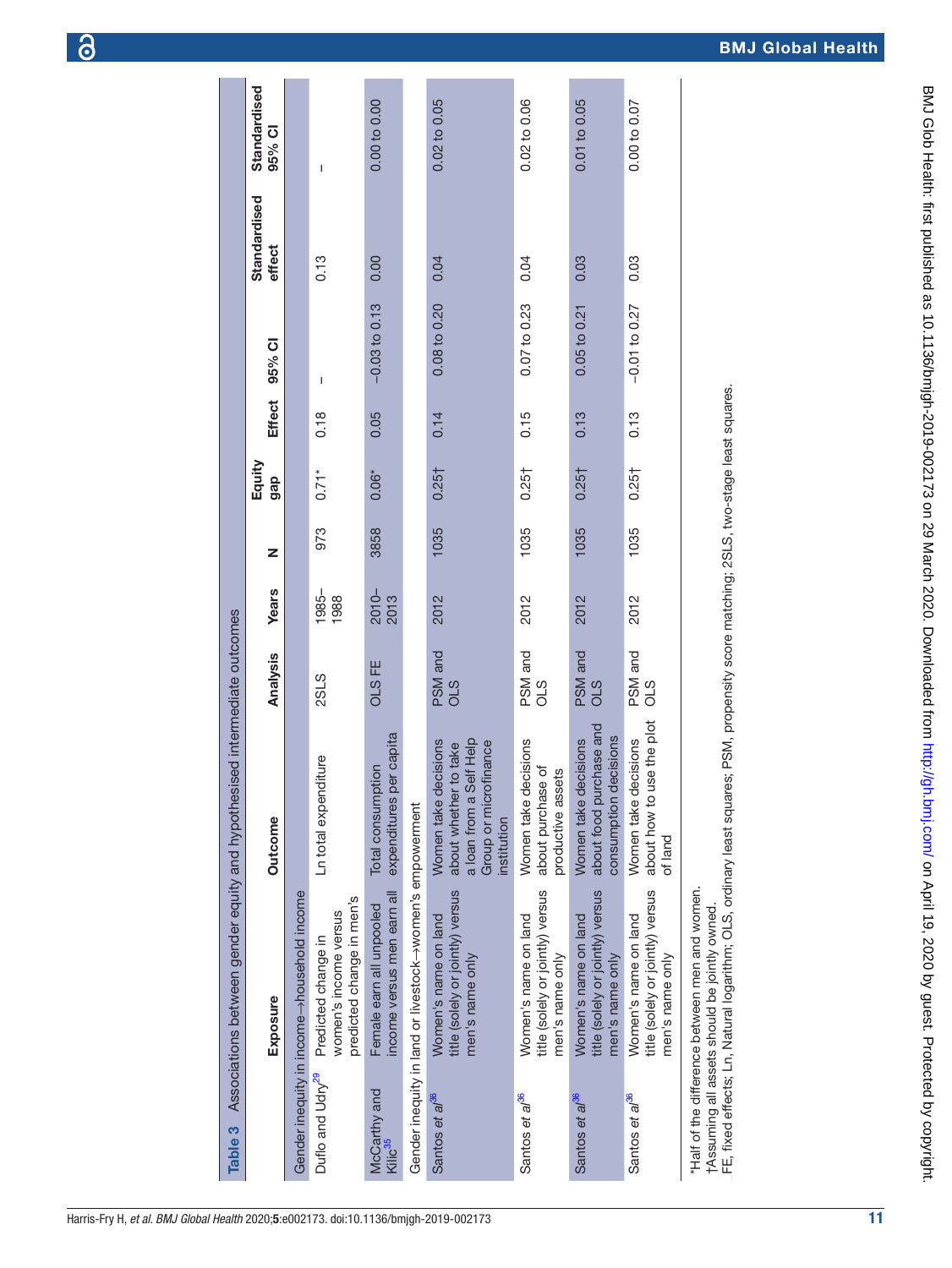**Table 3** Associations between gender equity and hypothesised intermediate outcomes

| | Exposure | Outcome | Analysis | Years | N | Equity gap | Effect | 95% CI | Standardised effect | Standardised 95% CI |
|---|---|---|---|---|---|---|---|---|---|---|
| **Gender inequity in income→household income** | | | | | | | | | | |
| Duflo and Udry[29] | Predicted change in women's income versus predicted change in men's | Ln total expenditure | 2SLS | 1985–1988 | 973 | 0.71* | 0.18 | – | 0.13 | – |
| McCarthy and Kilic[35] | Female earn all unpooled income versus men earn all | Total consumption expenditures per capita | OLS FE | 2010–2013 | 3858 | 0.06* | 0.05 | −0.03 to 0.13 | 0.00 | 0.00 to 0.00 |
| **Gender inequity in land or livestock→women's empowerment** | | | | | | | | | | |
| Santos *et al*[36] | Women's name on land title (solely or jointly) versus men's name only | Women take decisions about whether to take a loan from a Self Help Group or microfinance institution | PSM and OLS | 2012 | 1035 | 0.25† | 0.14 | 0.08 to 0.20 | 0.04 | 0.02 to 0.05 |
| Santos *et al*[36] | Women's name on land title (solely or jointly) versus men's name only | Women take decisions about purchase of productive assets | PSM and OLS | 2012 | 1035 | 0.25† | 0.15 | 0.07 to 0.23 | 0.04 | 0.02 to 0.06 |
| Santos *et al*[36] | Women's name on land title (solely or jointly) versus men's name only | Women take decisions about food purchase and consumption decisions | PSM and OLS | 2012 | 1035 | 0.25† | 0.13 | 0.05 to 0.21 | 0.03 | 0.01 to 0.05 |
| Santos *et al*[36] | Women's name on land title (solely or jointly) versus men's name only | Women take decisions about how to use the plot of land | PSM and OLS | 2012 | 1035 | 0.25† | 0.13 | −0.01 to 0.27 | 0.03 | 0.00 to 0.07 |

*Half of the difference between men and women.
†Assuming all assets should be jointly owned.
FE, fixed effects; Ln, Natural logarithm; OLS, ordinary least squares; PSM, propensity score matching; 2SLS, two-stage least squares.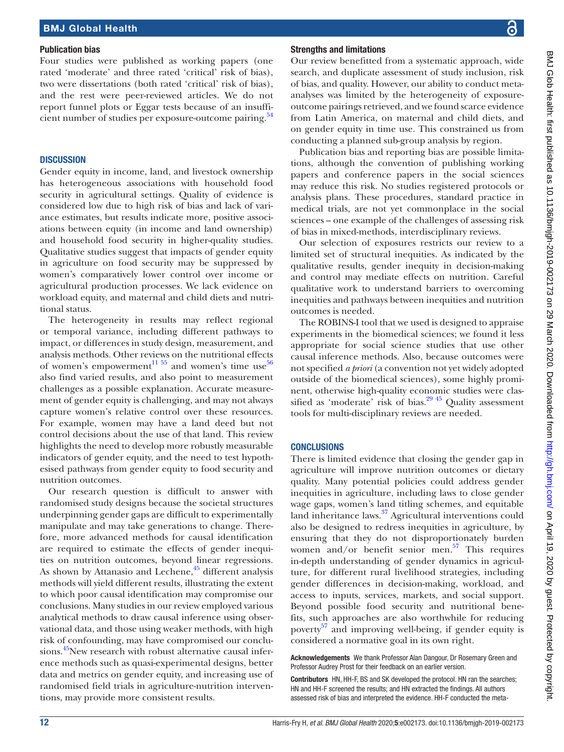### Publication bias

Four studies were published as working papers (one rated 'moderate' and three rated 'critical' risk of bias), two were dissertations (both rated 'critical' risk of bias), and the rest were peer-reviewed articles. We do not report funnel plots or Eggar tests because of an insufficient number of studies per exposure-outcome pairing.[54]

## DISCUSSION

Gender equity in income, land, and livestock ownership has heterogeneous associations with household food security in agricultural settings. Quality of evidence is considered low due to high risk of bias and lack of variance estimates, but results indicate more, positive associations between equity (in income and land ownership) and household food security in higher-quality studies. Qualitative studies suggest that impacts of gender equity in agriculture on food security may be suppressed by women's comparatively lower control over income or agricultural production processes. We lack evidence on workload equity, and maternal and child diets and nutritional status.

The heterogeneity in results may reflect regional or temporal variance, including different pathways to impact, or differences in study design, measurement, and analysis methods. Other reviews on the nutritional effects of women's empowerment[11 55] and women's time use[56] also find varied results, and also point to measurement challenges as a possible explanation. Accurate measurement of gender equity is challenging, and may not always capture women's relative control over these resources. For example, women may have a land deed but not control decisions about the use of that land. This review highlights the need to develop more robustly measurable indicators of gender equity, and the need to test hypothesised pathways from gender equity to food security and nutrition outcomes.

Our research question is difficult to answer with randomised study designs because the societal structures underpinning gender gaps are difficult to experimentally manipulate and may take generations to change. Therefore, more advanced methods for causal identification are required to estimate the effects of gender inequities on nutrition outcomes, beyond linear regressions. As shown by Attanasio and Lechene,[45] different analysis methods will yield different results, illustrating the extent to which poor causal identification may compromise our conclusions. Many studies in our review employed various analytical methods to draw causal inference using observational data, and those using weaker methods, with high risk of confounding, may have compromised our conclusions.[45]New research with robust alternative causal inference methods such as quasi-experimental designs, better data and metrics on gender equity, and increasing use of randomised field trials in agriculture-nutrition interventions, may provide more consistent results.

### Strengths and limitations

Our review benefitted from a systematic approach, wide search, and duplicate assessment of study inclusion, risk of bias, and quality. However, our ability to conduct meta-analyses was limited by the heterogeneity of exposure-outcome pairings retrieved, and we found scarce evidence from Latin America, on maternal and child diets, and on gender equity in time use. This constrained us from conducting a planned sub-group analysis by region.

Publication bias and reporting bias are possible limitations, although the convention of publishing working papers and conference papers in the social sciences may reduce this risk. No studies registered protocols or analysis plans. These procedures, standard practice in medical trials, are not yet commonplace in the social sciences – one example of the challenges of assessing risk of bias in mixed-methods, interdisciplinary reviews.

Our selection of exposures restricts our review to a limited set of structural inequities. As indicated by the qualitative results, gender inequity in decision-making and control may mediate effects on nutrition. Careful qualitative work to understand barriers to overcoming inequities and pathways between inequities and nutrition outcomes is needed.

The ROBINS-I tool that we used is designed to appraise experiments in the biomedical sciences; we found it less appropriate for social science studies that use other causal inference methods. Also, because outcomes were not specified *a priori* (a convention not yet widely adopted outside of the biomedical sciences), some highly prominent, otherwise high-quality economic studies were classified as 'moderate' risk of bias.[29 45] Quality assessment tools for multi-disciplinary reviews are needed.

## CONCLUSIONS

There is limited evidence that closing the gender gap in agriculture will improve nutrition outcomes or dietary quality. Many potential policies could address gender inequities in agriculture, including laws to close gender wage gaps, women's land titling schemes, and equitable land inheritance laws.[37] Agricultural interventions could also be designed to redress inequities in agriculture, by ensuring that they do not disproportionately burden women and/or benefit senior men.[57] This requires in-depth understanding of gender dynamics in agriculture, for different rural livelihood strategies, including gender differences in decision-making, workload, and access to inputs, services, markets, and social support. Beyond possible food security and nutritional benefits, such approaches are also worthwhile for reducing poverty[57] and improving well-being, if gender equity is considered a normative goal in its own right.

**Acknowledgements** We thank Professor Alan Dangour, Dr Rosemary Green and Professor Audrey Prost for their feedback on an earlier version.

**Contributors** HN, HH-F, BS and SK developed the protocol. HN ran the searches; HN and HH-F screened the results; and HN extracted the findings. All authors assessed risk of bias and interpreted the evidence. HH-F conducted the meta-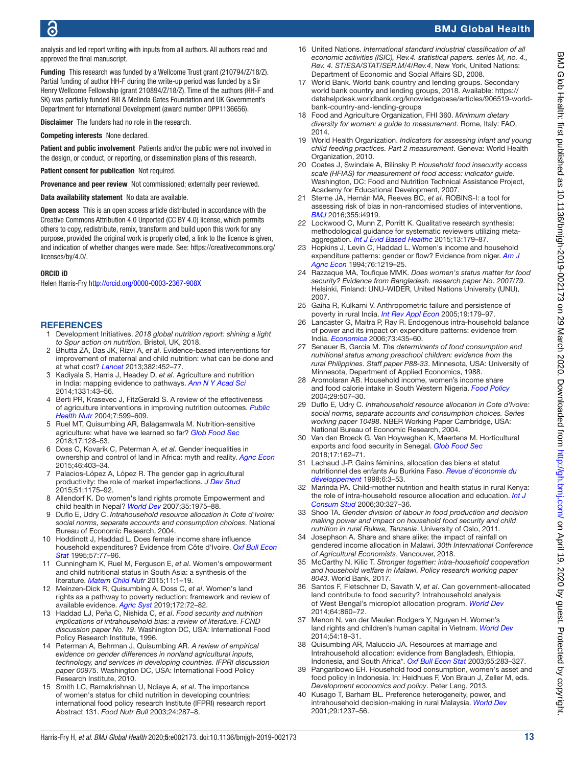analysis and led report writing with inputs from all authors. All authors read and approved the final manuscript.

**Funding** This research was funded by a Wellcome Trust grant (210794/Z/18/Z). Partial funding of author HH-F during the write-up period was funded by a Sir Henry Wellcome Fellowship (grant 210894/Z/18/Z). Time of the authors (HH-F and SK) was partially funded Bill & Melinda Gates Foundation and UK Government's Department for International Development (award number OPP1136656).

**Disclaimer** The funders had no role in the research.

**Competing interests** None declared.

**Patient and public involvement** Patients and/or the public were not involved in the design, or conduct, or reporting, or dissemination plans of this research.

**Patient consent for publication** Not required.

**Provenance and peer review** Not commissioned; externally peer reviewed.

**Data availability statement** No data are available.

**Open access** This is an open access article distributed in accordance with the Creative Commons Attribution 4.0 Unported (CC BY 4.0) license, which permits others to copy, redistribute, remix, transform and build upon this work for any purpose, provided the original work is properly cited, a link to the licence is given, and indication of whether changes were made. See: https://creativecommons.org/licenses/by/4.0/.

**ORCID iD**

Helen Harris-Fry http://orcid.org/0000-0003-2367-908X

## REFERENCES

1. Development Initiatives. *2018 global nutrition report: shining a light to Spur action on nutrition*. Bristol, UK, 2018.
2. Bhutta ZA, Das JK, Rizvi A, *et al*. Evidence-based interventions for improvement of maternal and child nutrition: what can be done and at what cost? *Lancet* 2013;382:452–77.
3. Kadiyala S, Harris J, Headey D, *et al*. Agriculture and nutrition in India: mapping evidence to pathways. *Ann N Y Acad Sci* 2014;1331:43–56.
4. Berti PR, Krasevec J, FitzGerald S. A review of the effectiveness of agriculture interventions in improving nutrition outcomes. *Public Health Nutr* 2004;7:599–609.
5. Ruel MT, Quisumbing AR, Balagamwala M. Nutrition-sensitive agriculture: what have we learned so far? *Glob Food Sec* 2018;17:128–53.
6. Doss C, Kovarik C, Peterman A, *et al*. Gender inequalities in ownership and control of land in Africa: myth and reality. *Agric Econ* 2015;46:403–34.
7. Palacios-López A, López R. The gender gap in agricultural productivity: the role of market imperfections. *J Dev Stud* 2015;51:1175–92.
8. Allendorf K. Do women's land rights promote Empowerment and child health in Nepal? *World Dev* 2007;35:1975–88.
9. Duflo E, Udry C. *Intrahousehold resource allocation in Cote d'Ivoire: social norms, separate accounts and consumption choices*. National Bureau of Economic Research, 2004.
10. Hoddinott J, Haddad L. Does female income share influence household expenditures? Evidence from Côte d'Ivoire. *Oxf Bull Econ Stat* 1995;57:77–96.
11. Cunningham K, Ruel M, Ferguson E, *et al*. Women's empowerment and child nutritional status in South Asia: a synthesis of the literature. *Matern Child Nutr* 2015;11:1–19.
12. Meinzen-Dick R, Quisumbing A, Doss C, *et al*. Women's land rights as a pathway to poverty reduction: framework and review of available evidence. *Agric Syst* 2019;172:72–82.
13. Haddad LJ, Peña C, Nishida C, *et al*. *Food security and nutrition implications of intrahousehold bias: a review of literature. FCND discussion paper No. 19*. Washington DC, USA: International Food Policy Research Institute, 1996.
14. Peterman A, Behrman J, Quisumbing AR. *A review of empirical evidence on gender differences in nonland agricultural inputs, technology, and services in developing countries. IFPRI discussion paper 00975*. Washington DC, USA: International Food Policy Research Institute, 2010.
15. Smith LC, Ramakrishnan U, Ndiaye A, *et al*. The importance of women's status for child nutrition in developing countries: international food policy research Institute (IFPRI) research report Abstract 131. *Food Nutr Bull* 2003;24:287–8.
16. United Nations. *International standard industrial classification of all economic activities (ISIC), Rev.4. statistical papers. series M, no. 4., Rev. 4. ST/ESA/STAT/SER.M/4/Rev.4*. New York, United Nations: Department of Economic and Social Affairs SD, 2008.
17. World Bank. World bank country and lending groups. Secondary world bank country and lending groups, 2018. Available: https://datahelpdesk.worldbank.org/knowledgebase/articles/906519-world-bank-country-and-lending-groups
18. Food and Agriculture Organization, FHI 360. *Minimum dietary diversity for women: a guide to measurement*. Rome, Italy: FAO, 2014.
19. World Health Organization. *Indicators for assessing infant and young child feeding practices. Part 2 measurement*. Geneva: World Health Organization, 2010.
20. Coates J, Swindale A, Bilinsky P. *Household food insecurity access scale (HFIAS) for measurement of food access: indicator guide*. Washington, DC: Food and Nutrition Technical Assistance Project, Academy for Educational Development, 2007.
21. Sterne JA, Hernán MA, Reeves BC, *et al*. ROBINS-I: a tool for assessing risk of bias in non-randomised studies of interventions. *BMJ* 2016;355:i4919.
22. Lockwood C, Munn Z, Porritt K. Qualitative research synthesis: methodological guidance for systematic reviewers utilizing meta-aggregation. *Int J Evid Based Healthc* 2015;13:179–87.
23. Hopkins J, Levin C, Haddad L. Women's income and household expenditure patterns: gender or flow? Evidence from niger. *Am J Agric Econ* 1994;76:1219–25.
24. Razzaque MA, Toufique MMK. *Does women's status matter for food security? Evidence from Bangladesh. research paper No. 2007/79*. Helsinki, Finland: UNU-WIDER, United Nations University (UNU), 2007.
25. Gaiha R, Kulkarni V. Anthropometric failure and persistence of poverty in rural India. *Int Rev Appl Econ* 2005;19:179–97.
26. Lancaster G, Maitra P, Ray R. Endogenous intra-household balance of power and its impact on expenditure patterns: evidence from India. *Economica* 2006;73:435–60.
27. Senauer B, Garcia M. *The determinants of food consumption and nutritional status among preschool children: evidence from the rural Philippines. Staff paper P88-33*. Minnesota, USA: University of Minnesota, Department of Applied Economics, 1988.
28. Aromolaran AB. Household income, women's income share and food calorie intake in South Western Nigeria. *Food Policy* 2004;29:507–30.
29. Duflo E, Udry C. *Intrahousehold resource allocation in Cote d'Ivoire: social norms, separate accounts and consumption choices. Series working paper 10498*. NBER Working Paper Cambridge, USA: National Bureau of Economic Research, 2004.
30. Van den Broeck G, Van Hoyweghen K, Maertens M. Horticultural exports and food security in Senegal. *Glob Food Sec* 2018;17:162–71.
31. Lachaud J-P. Gains féminins, allocation des biens et statut nutritionnel des enfants Au Burkina Faso. *Revue d'économie du développement* 1998;6:3–53.
32. Marinda PA. Child-mother nutrition and health status in rural Kenya: the role of intra-household resource allocation and education. *Int J Consum Stud* 2006;30:327–36.
33. Shoo TA. *Gender division of labour in food production and decision making power and impact on household food security and child nutrition in rural Rukwa, Tanzania*. University of Oslo, 2011.
34. Josephson A. Share and share alike: the impact of rainfall on gendered income allocation in Malawi. *30th International Conference of Agricultural Economists*, Vancouver, 2018.
35. McCarthy N, Kilic T. *Stronger together: intra-household cooperation and household welfare in Malawi. Policy research working paper 8043*. World Bank, 2017.
36. Santos F, Fletschner D, Savath V, *et al*. Can government-allocated land contribute to food security? Intrahousehold analysis of West Bengal's microplot allocation program. *World Dev* 2014;64:860–72.
37. Menon N, van der Meulen Rodgers Y, Nguyen H. Women's land rights and children's human capital in Vietnam. *World Dev* 2014;54:18–31.
38. Quisumbing AR, Maluccio JA. Resources at marriage and Intrahousehold allocation: evidence from Bangladesh, Ethiopia, Indonesia, and South Africa*. *Oxf Bull Econ Stat* 2003;65:283–327.
39. Pangaribowo EH. Household food consumption, women's asset and food policy in Indonesia. In: Heidhues F, Von Braun J, Zeller M, eds. *Development economics and policy*. Peter Lang, 2013.
40. Kusago T, Barham BL. Preference heterogeneity, power, and intrahousehold decision-making in rural Malaysia. *World Dev* 2001;29:1237–56.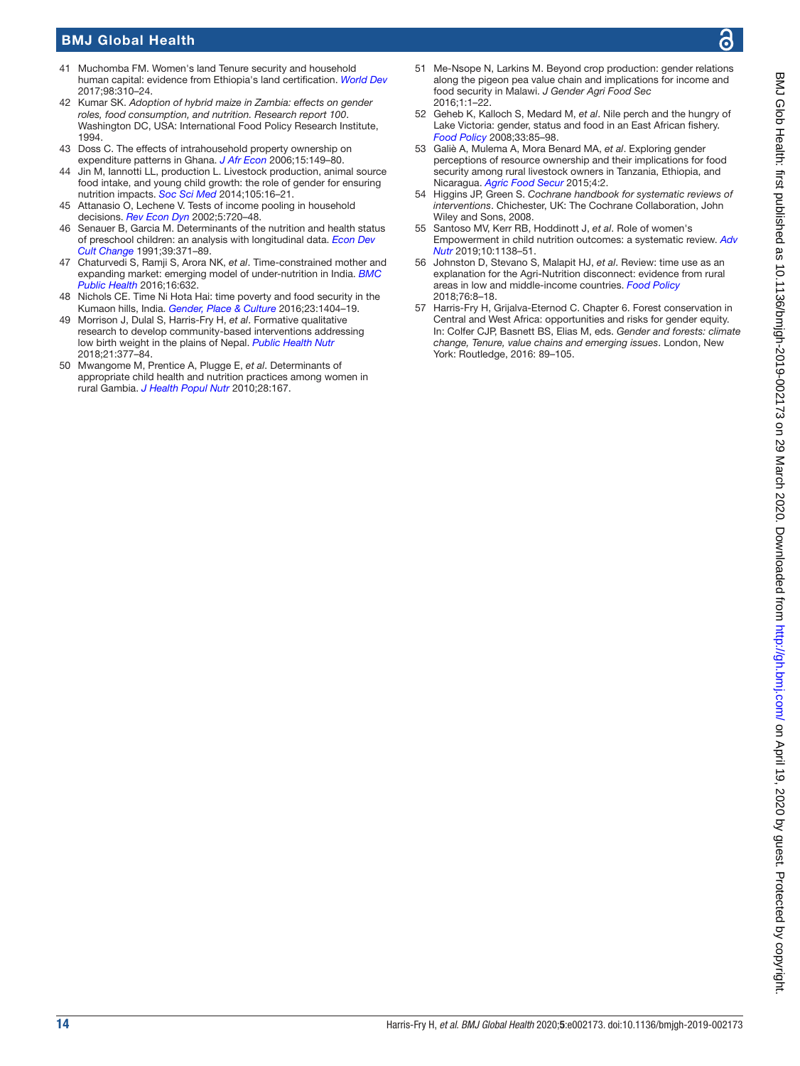41 Muchomba FM. Women's land Tenure security and household human capital: evidence from Ethiopia's land certification. *World Dev* 2017;98:310–24.
42 Kumar SK. *Adoption of hybrid maize in Zambia: effects on gender roles, food consumption, and nutrition. Research report 100*. Washington DC, USA: International Food Policy Research Institute, 1994.
43 Doss C. The effects of intrahousehold property ownership on expenditure patterns in Ghana. *J Afr Econ* 2006;15:149–80.
44 Jin M, Iannotti LL, production L. Livestock production, animal source food intake, and young child growth: the role of gender for ensuring nutrition impacts. *Soc Sci Med* 2014;105:16–21.
45 Attanasio O, Lechene V. Tests of income pooling in household decisions. *Rev Econ Dyn* 2002;5:720–48.
46 Senauer B, Garcia M. Determinants of the nutrition and health status of preschool children: an analysis with longitudinal data. *Econ Dev Cult Change* 1991;39:371–89.
47 Chaturvedi S, Ramji S, Arora NK, *et al*. Time-constrained mother and expanding market: emerging model of under-nutrition in India. *BMC Public Health* 2016;16:632.
48 Nichols CE. Time Ni Hota Hai: time poverty and food security in the Kumaon hills, India. *Gender, Place & Culture* 2016;23:1404–19.
49 Morrison J, Dulal S, Harris-Fry H, *et al*. Formative qualitative research to develop community-based interventions addressing low birth weight in the plains of Nepal. *Public Health Nutr* 2018;21:377–84.
50 Mwangome M, Prentice A, Plugge E, *et al*. Determinants of appropriate child health and nutrition practices among women in rural Gambia. *J Health Popul Nutr* 2010;28:167.
51 Me-Nsope N, Larkins M. Beyond crop production: gender relations along the pigeon pea value chain and implications for income and food security in Malawi. *J Gender Agri Food Sec* 2016;1:1–22.
52 Geheb K, Kalloch S, Medard M, *et al*. Nile perch and the hungry of Lake Victoria: gender, status and food in an East African fishery. *Food Policy* 2008;33:85–98.
53 Galiè A, Mulema A, Mora Benard MA, *et al*. Exploring gender perceptions of resource ownership and their implications for food security among rural livestock owners in Tanzania, Ethiopia, and Nicaragua. *Agric Food Secur* 2015;4:2.
54 Higgins JP, Green S. *Cochrane handbook for systematic reviews of interventions*. Chichester, UK: The Cochrane Collaboration, John Wiley and Sons, 2008.
55 Santoso MV, Kerr RB, Hoddinott J, *et al*. Role of women's Empowerment in child nutrition outcomes: a systematic review. *Adv Nutr* 2019;10:1138–51.
56 Johnston D, Stevano S, Malapit HJ, *et al*. Review: time use as an explanation for the Agri-Nutrition disconnect: evidence from rural areas in low and middle-income countries. *Food Policy* 2018;76:8–18.
57 Harris-Fry H, Grijalva-Eternod C. Chapter 6. Forest conservation in Central and West Africa: opportunities and risks for gender equity. In: Colfer CJP, Basnett BS, Elias M, eds. *Gender and forests: climate change, Tenure, value chains and emerging issues*. London, New York: Routledge, 2016: 89–105.